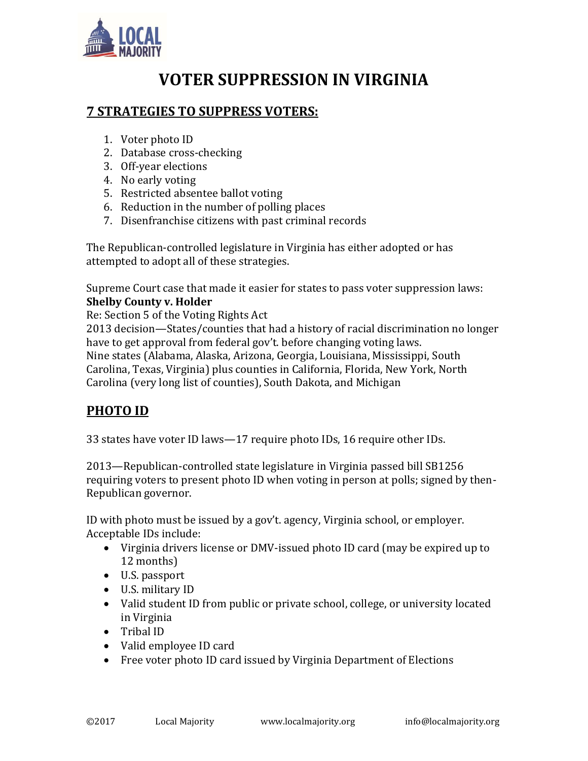# VOTER SUPPRESSION IN VIRGINIA

## 7 STRATEGIES TO SUPPRESS VOTERS:

1. Voter photo ID
2. Database cross-checking
3. Off-year elections
4. No early voting
5. Restricted absentee ballot voting
6. Reduction in the number of polling places
7. Disenfranchise citizens with past criminal records

The Republican-controlled legislature in Virginia has either adopted or has attempted to adopt all of these strategies.

Supreme Court case that made it easier for states to pass voter suppression laws:
**Shelby County v. Holder**
Re: Section 5 of the Voting Rights Act
2013 decision—States/counties that had a history of racial discrimination no longer have to get approval from federal gov't. before changing voting laws.
Nine states (Alabama, Alaska, Arizona, Georgia, Louisiana, Mississippi, South Carolina, Texas, Virginia) plus counties in California, Florida, New York, North Carolina (very long list of counties), South Dakota, and Michigan

## PHOTO ID

33 states have voter ID laws—17 require photo IDs, 16 require other IDs.

2013—Republican-controlled state legislature in Virginia passed bill SB1256 requiring voters to present photo ID when voting in person at polls; signed by then-Republican governor.

ID with photo must be issued by a gov't. agency, Virginia school, or employer. Acceptable IDs include:

- Virginia drivers license or DMV-issued photo ID card (may be expired up to 12 months)
- U.S. passport
- U.S. military ID
- Valid student ID from public or private school, college, or university located in Virginia
- Tribal ID
- Valid employee ID card
- Free voter photo ID card issued by Virginia Department of Elections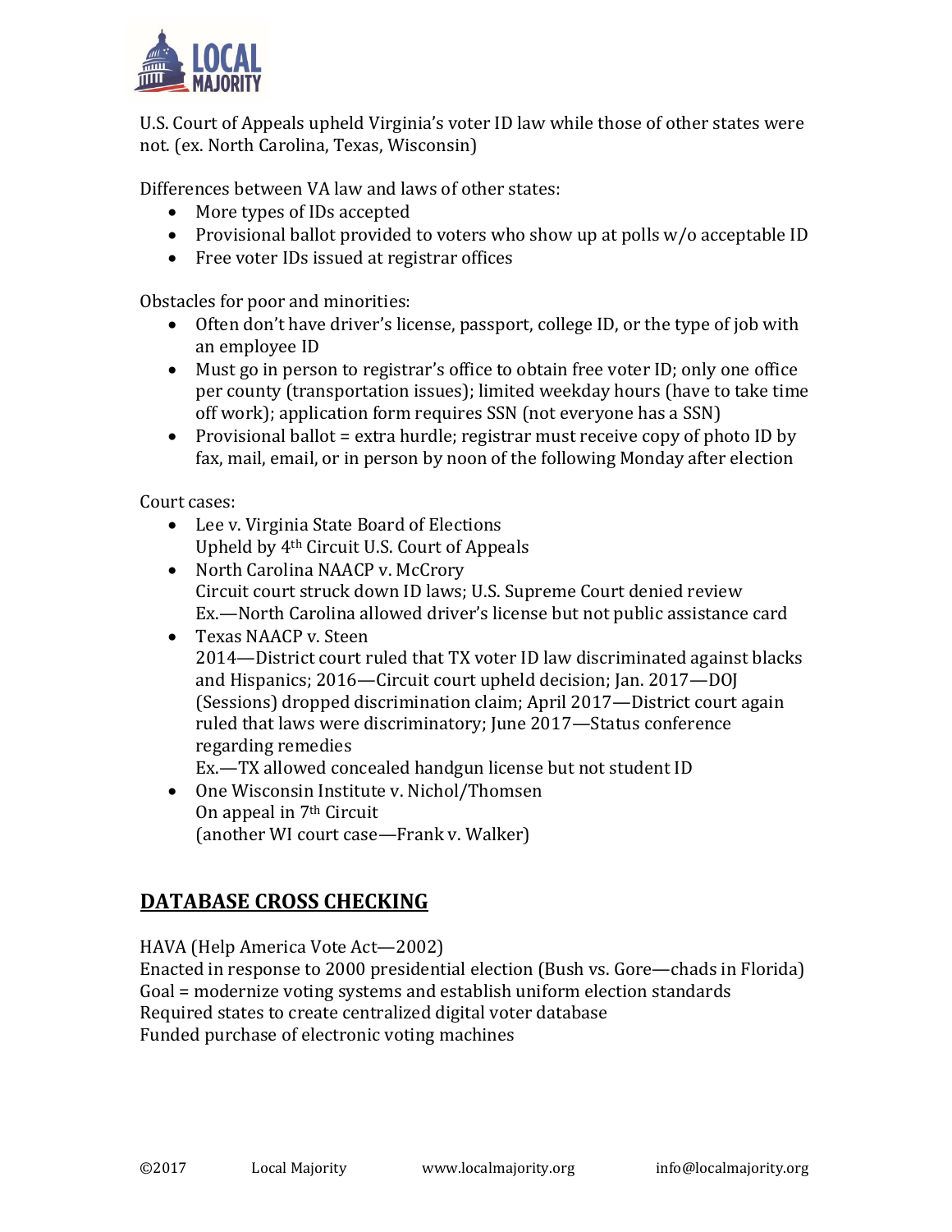U.S. Court of Appeals upheld Virginia's voter ID law while those of other states were not. (ex. North Carolina, Texas, Wisconsin)

Differences between VA law and laws of other states:

- More types of IDs accepted
- Provisional ballot provided to voters who show up at polls w/o acceptable ID
- Free voter IDs issued at registrar offices

Obstacles for poor and minorities:

- Often don't have driver's license, passport, college ID, or the type of job with an employee ID
- Must go in person to registrar's office to obtain free voter ID; only one office per county (transportation issues); limited weekday hours (have to take time off work); application form requires SSN (not everyone has a SSN)
- Provisional ballot = extra hurdle; registrar must receive copy of photo ID by fax, mail, email, or in person by noon of the following Monday after election

Court cases:

- Lee v. Virginia State Board of Elections
  Upheld by 4th Circuit U.S. Court of Appeals
- North Carolina NAACP v. McCrory
  Circuit court struck down ID laws; U.S. Supreme Court denied review
  Ex.—North Carolina allowed driver's license but not public assistance card
- Texas NAACP v. Steen
  2014—District court ruled that TX voter ID law discriminated against blacks and Hispanics; 2016—Circuit court upheld decision; Jan. 2017—DOJ (Sessions) dropped discrimination claim; April 2017—District court again ruled that laws were discriminatory; June 2017—Status conference regarding remedies
  Ex.—TX allowed concealed handgun license but not student ID
- One Wisconsin Institute v. Nichol/Thomsen
  On appeal in 7th Circuit
  (another WI court case—Frank v. Walker)

## DATABASE CROSS CHECKING

HAVA (Help America Vote Act—2002)
Enacted in response to 2000 presidential election (Bush vs. Gore—chads in Florida)
Goal = modernize voting systems and establish uniform election standards
Required states to create centralized digital voter database
Funded purchase of electronic voting machines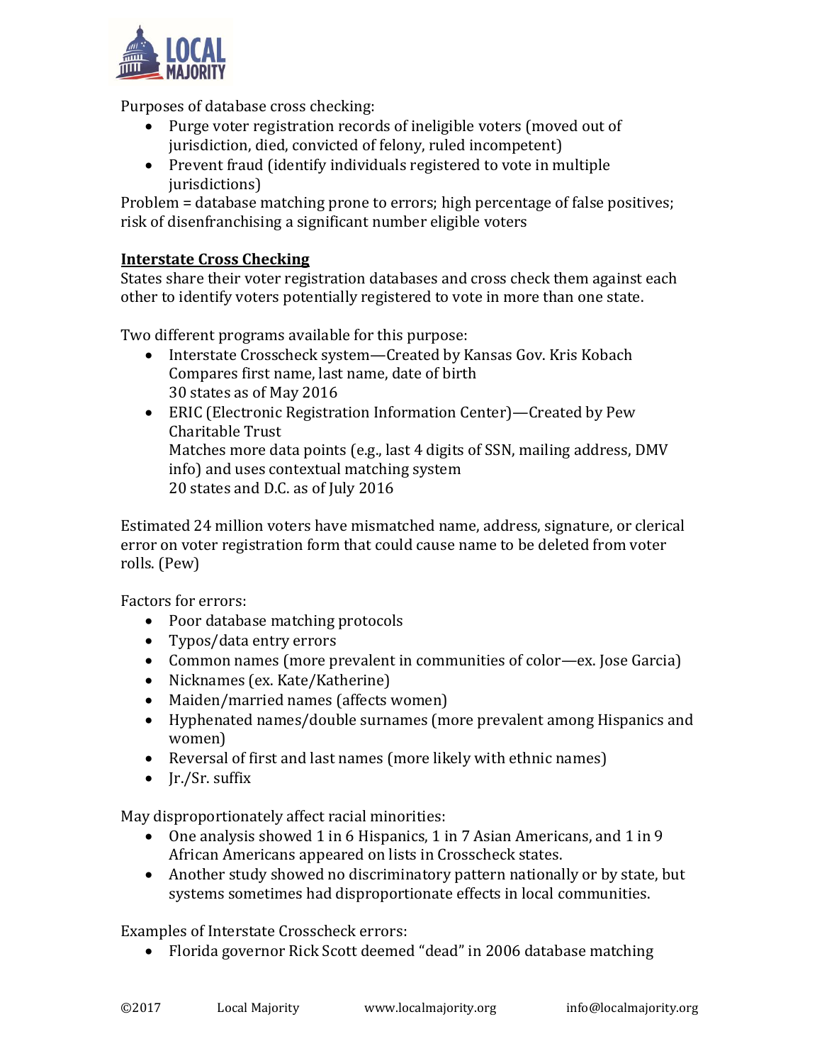Purposes of database cross checking:

- Purge voter registration records of ineligible voters (moved out of jurisdiction, died, convicted of felony, ruled incompetent)
- Prevent fraud (identify individuals registered to vote in multiple jurisdictions)

Problem = database matching prone to errors; high percentage of false positives; risk of disenfranchising a significant number eligible voters

**Interstate Cross Checking**

States share their voter registration databases and cross check them against each other to identify voters potentially registered to vote in more than one state.

Two different programs available for this purpose:

- Interstate Crosscheck system—Created by Kansas Gov. Kris Kobach
  Compares first name, last name, date of birth
  30 states as of May 2016
- ERIC (Electronic Registration Information Center)—Created by Pew Charitable Trust
  Matches more data points (e.g., last 4 digits of SSN, mailing address, DMV info) and uses contextual matching system
  20 states and D.C. as of July 2016

Estimated 24 million voters have mismatched name, address, signature, or clerical error on voter registration form that could cause name to be deleted from voter rolls. (Pew)

Factors for errors:

- Poor database matching protocols
- Typos/data entry errors
- Common names (more prevalent in communities of color—ex. Jose Garcia)
- Nicknames (ex. Kate/Katherine)
- Maiden/married names (affects women)
- Hyphenated names/double surnames (more prevalent among Hispanics and women)
- Reversal of first and last names (more likely with ethnic names)
- Jr./Sr. suffix

May disproportionately affect racial minorities:

- One analysis showed 1 in 6 Hispanics, 1 in 7 Asian Americans, and 1 in 9 African Americans appeared on lists in Crosscheck states.
- Another study showed no discriminatory pattern nationally or by state, but systems sometimes had disproportionate effects in local communities.

Examples of Interstate Crosscheck errors:

- Florida governor Rick Scott deemed "dead" in 2006 database matching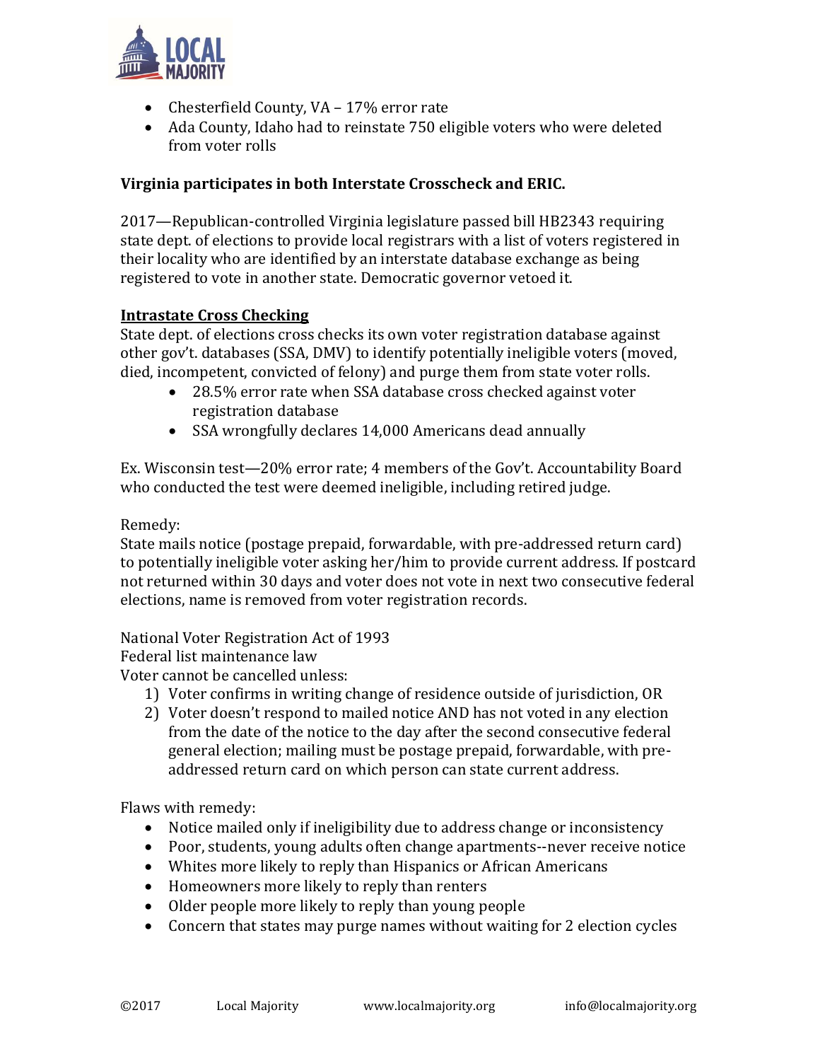- Chesterfield County, VA – 17% error rate
- Ada County, Idaho had to reinstate 750 eligible voters who were deleted from voter rolls

**Virginia participates in both Interstate Crosscheck and ERIC.**

2017—Republican-controlled Virginia legislature passed bill HB2343 requiring state dept. of elections to provide local registrars with a list of voters registered in their locality who are identified by an interstate database exchange as being registered to vote in another state. Democratic governor vetoed it.

**<u>Intrastate Cross Checking</u>**

State dept. of elections cross checks its own voter registration database against other gov't. databases (SSA, DMV) to identify potentially ineligible voters (moved, died, incompetent, convicted of felony) and purge them from state voter rolls.

- 28.5% error rate when SSA database cross checked against voter registration database
- SSA wrongfully declares 14,000 Americans dead annually

Ex. Wisconsin test—20% error rate; 4 members of the Gov't. Accountability Board who conducted the test were deemed ineligible, including retired judge.

Remedy:

State mails notice (postage prepaid, forwardable, with pre-addressed return card) to potentially ineligible voter asking her/him to provide current address. If postcard not returned within 30 days and voter does not vote in next two consecutive federal elections, name is removed from voter registration records.

National Voter Registration Act of 1993

Federal list maintenance law

Voter cannot be cancelled unless:

1) Voter confirms in writing change of residence outside of jurisdiction, OR
2) Voter doesn't respond to mailed notice AND has not voted in any election from the date of the notice to the day after the second consecutive federal general election; mailing must be postage prepaid, forwardable, with pre-addressed return card on which person can state current address.

Flaws with remedy:

- Notice mailed only if ineligibility due to address change or inconsistency
- Poor, students, young adults often change apartments--never receive notice
- Whites more likely to reply than Hispanics or African Americans
- Homeowners more likely to reply than renters
- Older people more likely to reply than young people
- Concern that states may purge names without waiting for 2 election cycles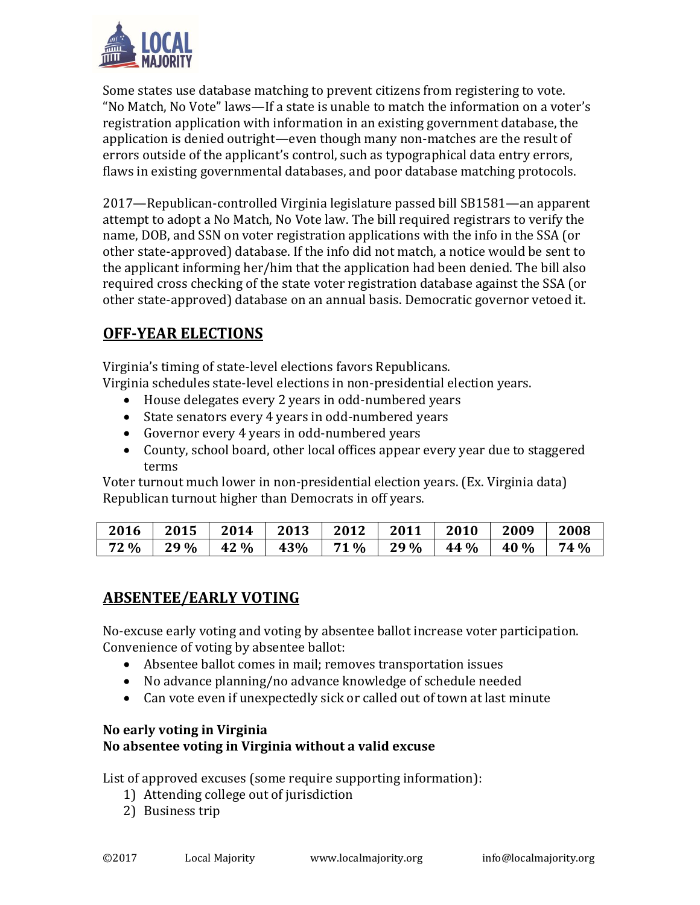Some states use database matching to prevent citizens from registering to vote. "No Match, No Vote" laws—If a state is unable to match the information on a voter's registration application with information in an existing government database, the application is denied outright—even though many non-matches are the result of errors outside of the applicant's control, such as typographical data entry errors, flaws in existing governmental databases, and poor database matching protocols.

2017—Republican-controlled Virginia legislature passed bill SB1581—an apparent attempt to adopt a No Match, No Vote law. The bill required registrars to verify the name, DOB, and SSN on voter registration applications with the info in the SSA (or other state-approved) database. If the info did not match, a notice would be sent to the applicant informing her/him that the application had been denied. The bill also required cross checking of the state voter registration database against the SSA (or other state-approved) database on an annual basis. Democratic governor vetoed it.

## OFF-YEAR ELECTIONS

Virginia's timing of state-level elections favors Republicans.
Virginia schedules state-level elections in non-presidential election years.

- House delegates every 2 years in odd-numbered years
- State senators every 4 years in odd-numbered years
- Governor every 4 years in odd-numbered years
- County, school board, other local offices appear every year due to staggered terms

Voter turnout much lower in non-presidential election years. (Ex. Virginia data)
Republican turnout higher than Democrats in off years.

| 2016 | 2015 | 2014 | 2013 | 2012 | 2011 | 2010 | 2009 | 2008 |
|---|---|---|---|---|---|---|---|---|
| 72 % | 29 % | 42 % | 43% | 71 % | 29 % | 44 % | 40 % | 74 % |

## ABSENTEE/EARLY VOTING

No-excuse early voting and voting by absentee ballot increase voter participation.
Convenience of voting by absentee ballot:

- Absentee ballot comes in mail; removes transportation issues
- No advance planning/no advance knowledge of schedule needed
- Can vote even if unexpectedly sick or called out of town at last minute

**No early voting in Virginia**
**No absentee voting in Virginia without a valid excuse**

List of approved excuses (some require supporting information):

1) Attending college out of jurisdiction
2) Business trip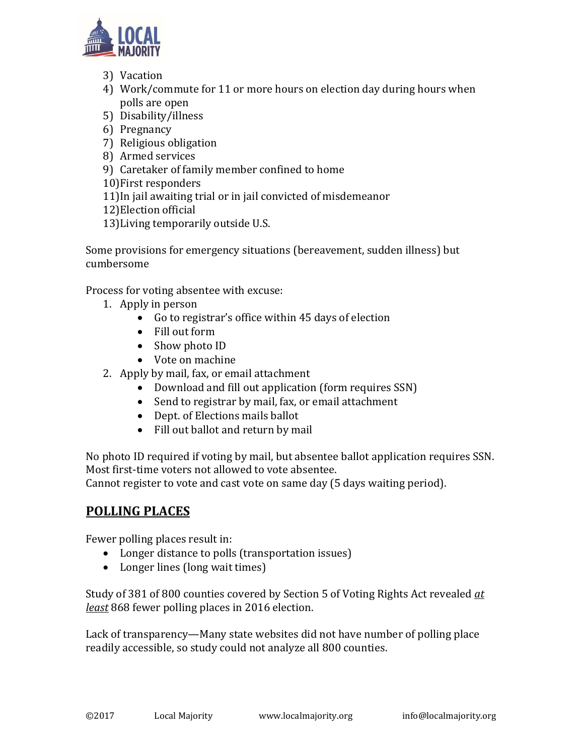3) Vacation
4) Work/commute for 11 or more hours on election day during hours when polls are open
5) Disability/illness
6) Pregnancy
7) Religious obligation
8) Armed services
9) Caretaker of family member confined to home
10) First responders
11) In jail awaiting trial or in jail convicted of misdemeanor
12) Election official
13) Living temporarily outside U.S.

Some provisions for emergency situations (bereavement, sudden illness) but cumbersome

Process for voting absentee with excuse:

1. Apply in person
    - Go to registrar's office within 45 days of election
    - Fill out form
    - Show photo ID
    - Vote on machine
2. Apply by mail, fax, or email attachment
    - Download and fill out application (form requires SSN)
    - Send to registrar by mail, fax, or email attachment
    - Dept. of Elections mails ballot
    - Fill out ballot and return by mail

No photo ID required if voting by mail, but absentee ballot application requires SSN.
Most first-time voters not allowed to vote absentee.
Cannot register to vote and cast vote on same day (5 days waiting period).

## POLLING PLACES

Fewer polling places result in:

- Longer distance to polls (transportation issues)
- Longer lines (long wait times)

Study of 381 of 800 counties covered by Section 5 of Voting Rights Act revealed *at least* 868 fewer polling places in 2016 election.

Lack of transparency—Many state websites did not have number of polling place readily accessible, so study could not analyze all 800 counties.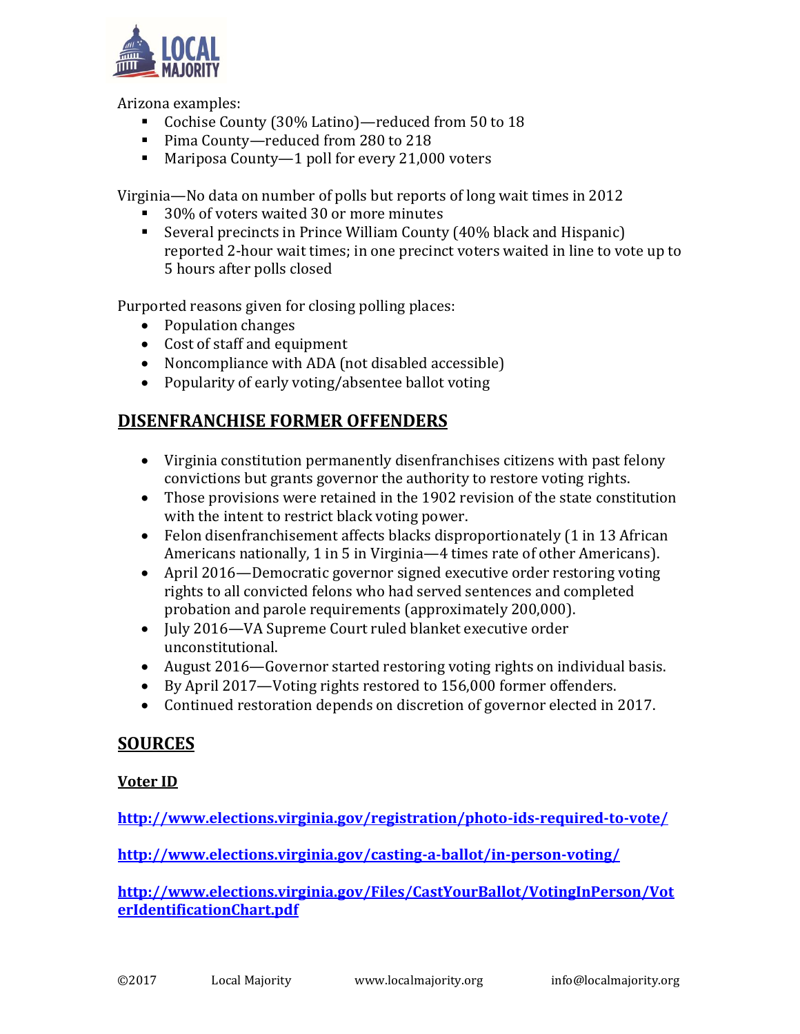Arizona examples:

- Cochise County (30% Latino)—reduced from 50 to 18
- Pima County—reduced from 280 to 218
- Mariposa County—1 poll for every 21,000 voters

Virginia—No data on number of polls but reports of long wait times in 2012

- 30% of voters waited 30 or more minutes
- Several precincts in Prince William County (40% black and Hispanic) reported 2-hour wait times; in one precinct voters waited in line to vote up to 5 hours after polls closed

Purported reasons given for closing polling places:

- Population changes
- Cost of staff and equipment
- Noncompliance with ADA (not disabled accessible)
- Popularity of early voting/absentee ballot voting

## DISENFRANCHISE FORMER OFFENDERS

- Virginia constitution permanently disenfranchises citizens with past felony convictions but grants governor the authority to restore voting rights.
- Those provisions were retained in the 1902 revision of the state constitution with the intent to restrict black voting power.
- Felon disenfranchisement affects blacks disproportionately (1 in 13 African Americans nationally, 1 in 5 in Virginia—4 times rate of other Americans).
- April 2016—Democratic governor signed executive order restoring voting rights to all convicted felons who had served sentences and completed probation and parole requirements (approximately 200,000).
- July 2016—VA Supreme Court ruled blanket executive order unconstitutional.
- August 2016—Governor started restoring voting rights on individual basis.
- By April 2017—Voting rights restored to 156,000 former offenders.
- Continued restoration depends on discretion of governor elected in 2017.

## SOURCES

### Voter ID

**http://www.elections.virginia.gov/registration/photo-ids-required-to-vote/**

**http://www.elections.virginia.gov/casting-a-ballot/in-person-voting/**

**http://www.elections.virginia.gov/Files/CastYourBallot/VotingInPerson/VoterIdentificationChart.pdf**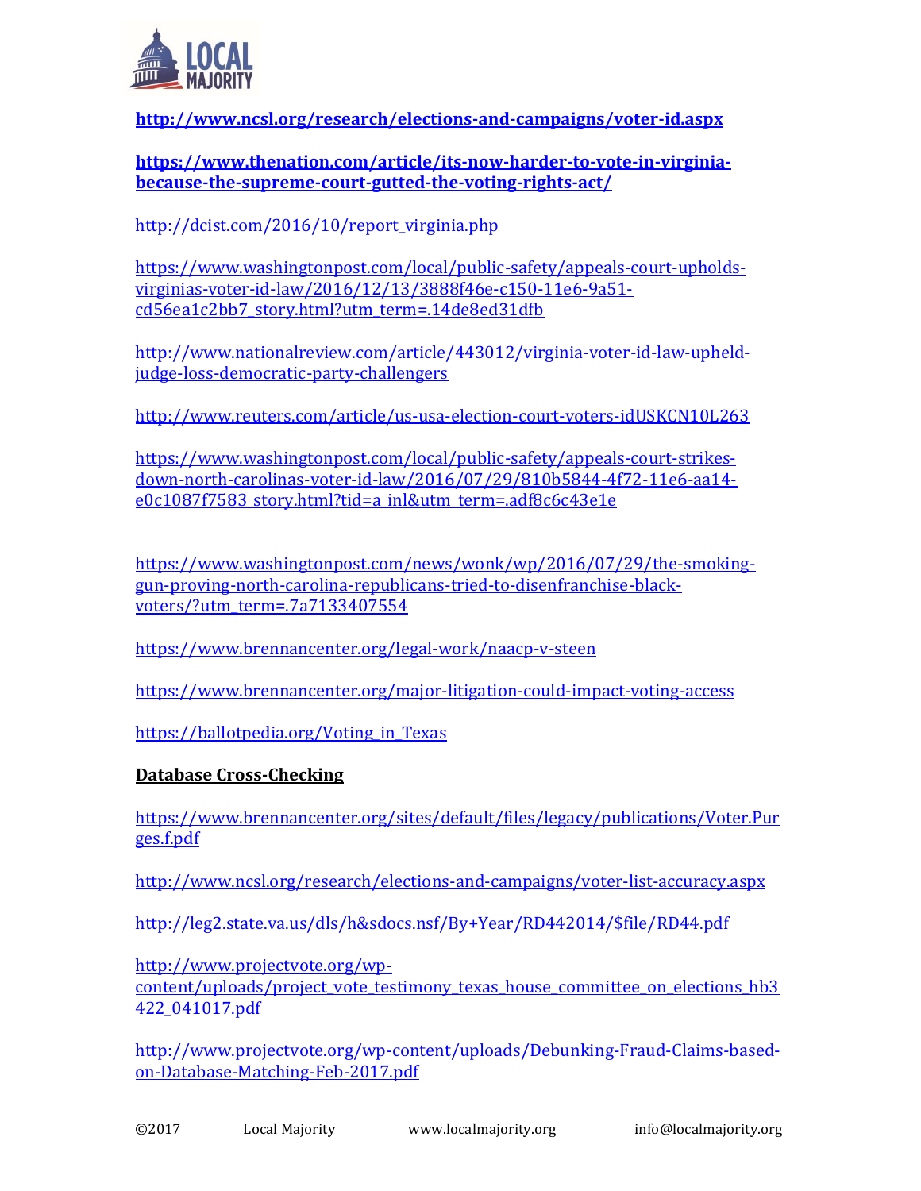**http://www.ncsl.org/research/elections-and-campaigns/voter-id.aspx**

**https://www.thenation.com/article/its-now-harder-to-vote-in-virginia-because-the-supreme-court-gutted-the-voting-rights-act/**

http://dcist.com/2016/10/report_virginia.php

https://www.washingtonpost.com/local/public-safety/appeals-court-upholds-virginias-voter-id-law/2016/12/13/3888f46e-c150-11e6-9a51-cd56ea1c2bb7_story.html?utm_term=.14de8ed31dfb

http://www.nationalreview.com/article/443012/virginia-voter-id-law-upheld-judge-loss-democratic-party-challengers

http://www.reuters.com/article/us-usa-election-court-voters-idUSKCN10L263

https://www.washingtonpost.com/local/public-safety/appeals-court-strikes-down-north-carolinas-voter-id-law/2016/07/29/810b5844-4f72-11e6-aa14-e0c1087f7583_story.html?tid=a_inl&utm_term=.adf8c6c43e1e

https://www.washingtonpost.com/news/wonk/wp/2016/07/29/the-smoking-gun-proving-north-carolina-republicans-tried-to-disenfranchise-black-voters/?utm_term=.7a7133407554

https://www.brennancenter.org/legal-work/naacp-v-steen

https://www.brennancenter.org/major-litigation-could-impact-voting-access

https://ballotpedia.org/Voting_in_Texas

**Database Cross-Checking**

https://www.brennancenter.org/sites/default/files/legacy/publications/Voter.Purges.f.pdf

http://www.ncsl.org/research/elections-and-campaigns/voter-list-accuracy.aspx

http://leg2.state.va.us/dls/h&sdocs.nsf/By+Year/RD442014/$file/RD44.pdf

http://www.projectvote.org/wp-content/uploads/project_vote_testimony_texas_house_committee_on_elections_hb3422_041017.pdf

http://www.projectvote.org/wp-content/uploads/Debunking-Fraud-Claims-based-on-Database-Matching-Feb-2017.pdf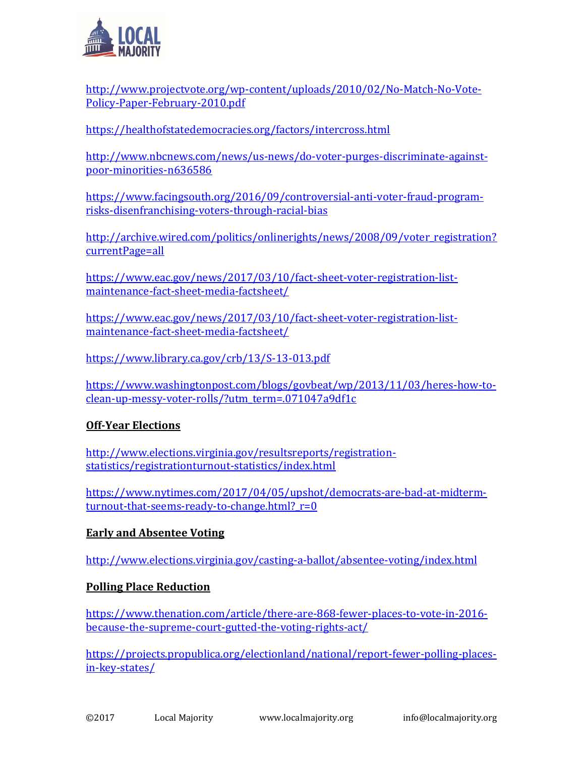http://www.projectvote.org/wp-content/uploads/2010/02/No-Match-No-Vote-Policy-Paper-February-2010.pdf

https://healthofstatedemocracies.org/factors/intercross.html

http://www.nbcnews.com/news/us-news/do-voter-purges-discriminate-against-poor-minorities-n636586

https://www.facingsouth.org/2016/09/controversial-anti-voter-fraud-program-risks-disenfranchising-voters-through-racial-bias

http://archive.wired.com/politics/onlinerights/news/2008/09/voter_registration?currentPage=all

https://www.eac.gov/news/2017/03/10/fact-sheet-voter-registration-list-maintenance-fact-sheet-media-factsheet/

https://www.eac.gov/news/2017/03/10/fact-sheet-voter-registration-list-maintenance-fact-sheet-media-factsheet/

https://www.library.ca.gov/crb/13/S-13-013.pdf

https://www.washingtonpost.com/blogs/govbeat/wp/2013/11/03/heres-how-to-clean-up-messy-voter-rolls/?utm_term=.071047a9df1c

**Off-Year Elections**

http://www.elections.virginia.gov/resultsreports/registration-statistics/registrationturnout-statistics/index.html

https://www.nytimes.com/2017/04/05/upshot/democrats-are-bad-at-midterm-turnout-that-seems-ready-to-change.html?_r=0

**Early and Absentee Voting**

http://www.elections.virginia.gov/casting-a-ballot/absentee-voting/index.html

**Polling Place Reduction**

https://www.thenation.com/article/there-are-868-fewer-places-to-vote-in-2016-because-the-supreme-court-gutted-the-voting-rights-act/

https://projects.propublica.org/electionland/national/report-fewer-polling-places-in-key-states/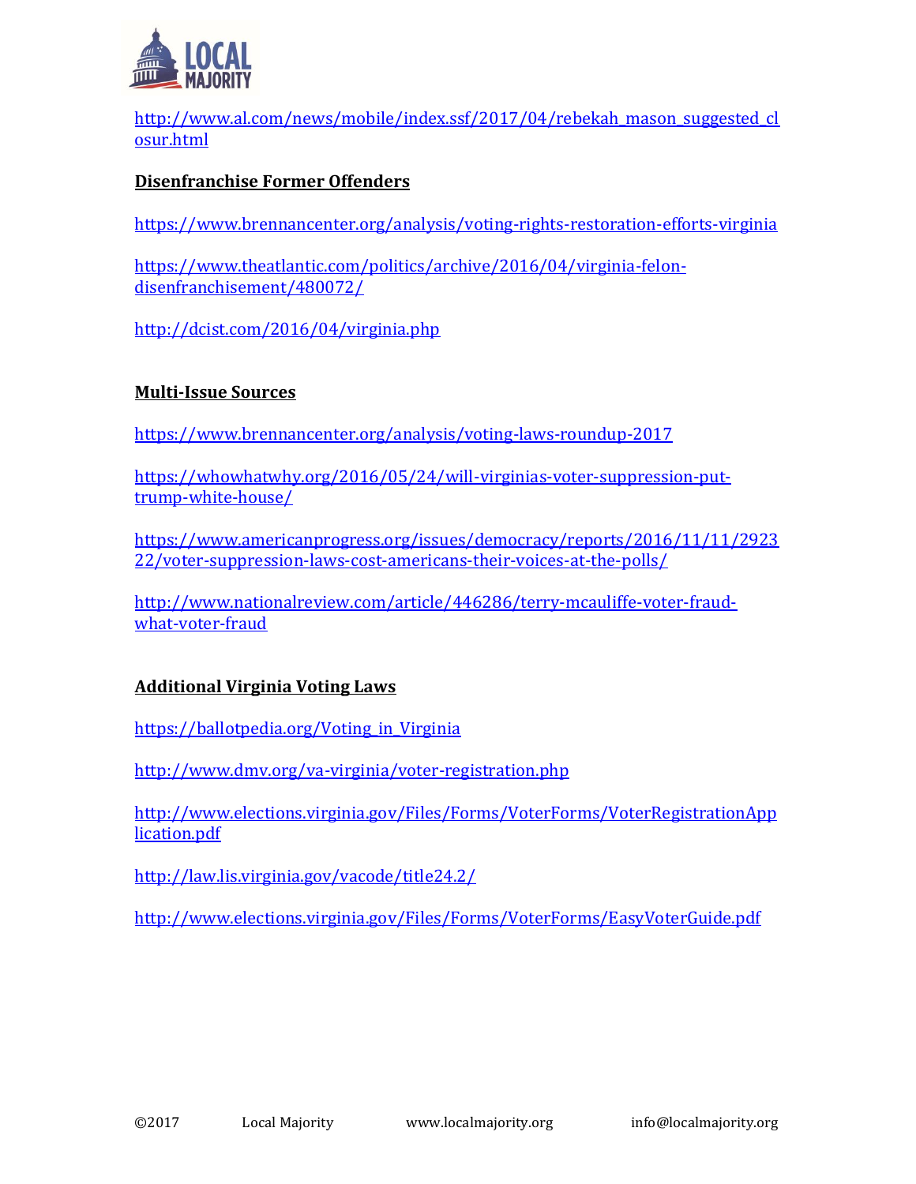http://www.al.com/news/mobile/index.ssf/2017/04/rebekah_mason_suggested_closur.html

**Disenfranchise Former Offenders**

https://www.brennancenter.org/analysis/voting-rights-restoration-efforts-virginia

https://www.theatlantic.com/politics/archive/2016/04/virginia-felon-disenfranchisement/480072/

http://dcist.com/2016/04/virginia.php

**Multi-Issue Sources**

https://www.brennancenter.org/analysis/voting-laws-roundup-2017

https://whowhatwhy.org/2016/05/24/will-virginias-voter-suppression-put-trump-white-house/

https://www.americanprogress.org/issues/democracy/reports/2016/11/11/292322/voter-suppression-laws-cost-americans-their-voices-at-the-polls/

http://www.nationalreview.com/article/446286/terry-mcauliffe-voter-fraud-what-voter-fraud

**Additional Virginia Voting Laws**

https://ballotpedia.org/Voting_in_Virginia

http://www.dmv.org/va-virginia/voter-registration.php

http://www.elections.virginia.gov/Files/Forms/VoterForms/VoterRegistrationApplication.pdf

http://law.lis.virginia.gov/vacode/title24.2/

http://www.elections.virginia.gov/Files/Forms/VoterForms/EasyVoterGuide.pdf